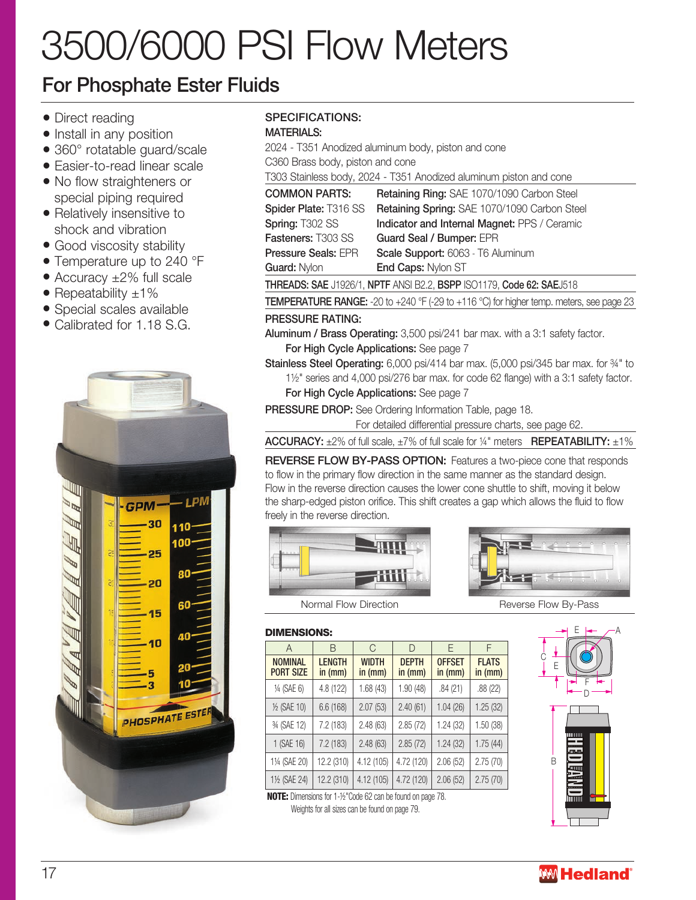# 3500/6000 PSI Flow Meters

## For Phosphate Ester Fluids

- Direct reading
- Install in any position
- 360° rotatable guard/scale
- Easier-to-read linear scale
- No flow straighteners or special piping required
- Relatively insensitive to shock and vibration
- Good viscosity stability
- Temperature up to 240 °F
- Accuracy ±2% full scale
- Repeatability ±1%
- Special scales available
- Calibrated for 1.18 S.G.

### SPECIFICATIONS:

**MATERIALS:**

2024 - T351 Anodized aluminum body, piston and cone
C360 Brass body, piston and cone
T303 Stainless body, 2024 - T351 Anodized aluminum piston and cone

**COMMON PARTS:**

| | |
|---|---|
| **Spider Plate:** T316 SS | **Retaining Ring:** SAE 1070/1090 Carbon Steel |
| **Spring:** T302 SS | **Retaining Spring:** SAE 1070/1090 Carbon Steel |
| **Fasteners:** T303 SS | **Indicator and Internal Magnet:** PPS / Ceramic |
| **Pressure Seals:** EPR | **Guard Seal / Bumper:** EPR |
| **Guard:** Nylon | **Scale Support:** 6063 - T6 Aluminum |
| | **End Caps:** Nylon ST |

**THREADS: SAE** J1926/1, **NPTF** ANSI B2.2, **BSPP** ISO1179, **Code 62: SAE**J518

**TEMPERATURE RANGE:** -20 to +240 °F (-29 to +116 °C) for higher temp. meters, see page 23

**PRESSURE RATING:**

**Aluminum / Brass Operating:** 3,500 psi/241 bar max. with a 3:1 safety factor.
**For High Cycle Applications:** See page 7

**Stainless Steel Operating:** 6,000 psi/414 bar max. (5,000 psi/345 bar max. for ¾" to 1½" series and 4,000 psi/276 bar max. for code 62 flange) with a 3:1 safety factor.
**For High Cycle Applications:** See page 7

**PRESSURE DROP:** See Ordering Information Table, page 18.
For detailed differential pressure charts, see page 62.

**ACCURACY:** ±2% of full scale, ±7% of full scale for ¼" meters **REPEATABILITY:** ±1%

**REVERSE FLOW BY-PASS OPTION:** Features a two-piece cone that responds to flow in the primary flow direction in the same manner as the standard design. Flow in the reverse direction causes the lower cone shuttle to shift, moving it below the sharp-edged piston orifice. This shift creates a gap which allows the fluid to flow freely in the reverse direction.

Normal Flow Direction

Reverse Flow By-Pass

**DIMENSIONS:**

| A | B | C | D | E | F |
|---|---|---|---|---|---|
| NOMINAL PORT SIZE | LENGTH in (mm) | WIDTH in (mm) | DEPTH in (mm) | OFFSET in (mm) | FLATS in (mm) |
| ¼ (SAE 6) | 4.8 (122) | 1.68 (43) | 1.90 (48) | .84 (21) | .88 (22) |
| ½ (SAE 10) | 6.6 (168) | 2.07 (53) | 2.40 (61) | 1.04 (26) | 1.25 (32) |
| ¾ (SAE 12) | 7.2 (183) | 2.48 (63) | 2.85 (72) | 1.24 (32) | 1.50 (38) |
| 1 (SAE 16) | 7.2 (183) | 2.48 (63) | 2.85 (72) | 1.24 (32) | 1.75 (44) |
| 1¼ (SAE 20) | 12.2 (310) | 4.12 (105) | 4.72 (120) | 2.06 (52) | 2.75 (70) |
| 1½ (SAE 24) | 12.2 (310) | 4.12 (105) | 4.72 (120) | 2.06 (52) | 2.75 (70) |

**NOTE:** Dimensions for 1-½"Code 62 can be found on page 78.
Weights for all sizes can be found on page 79.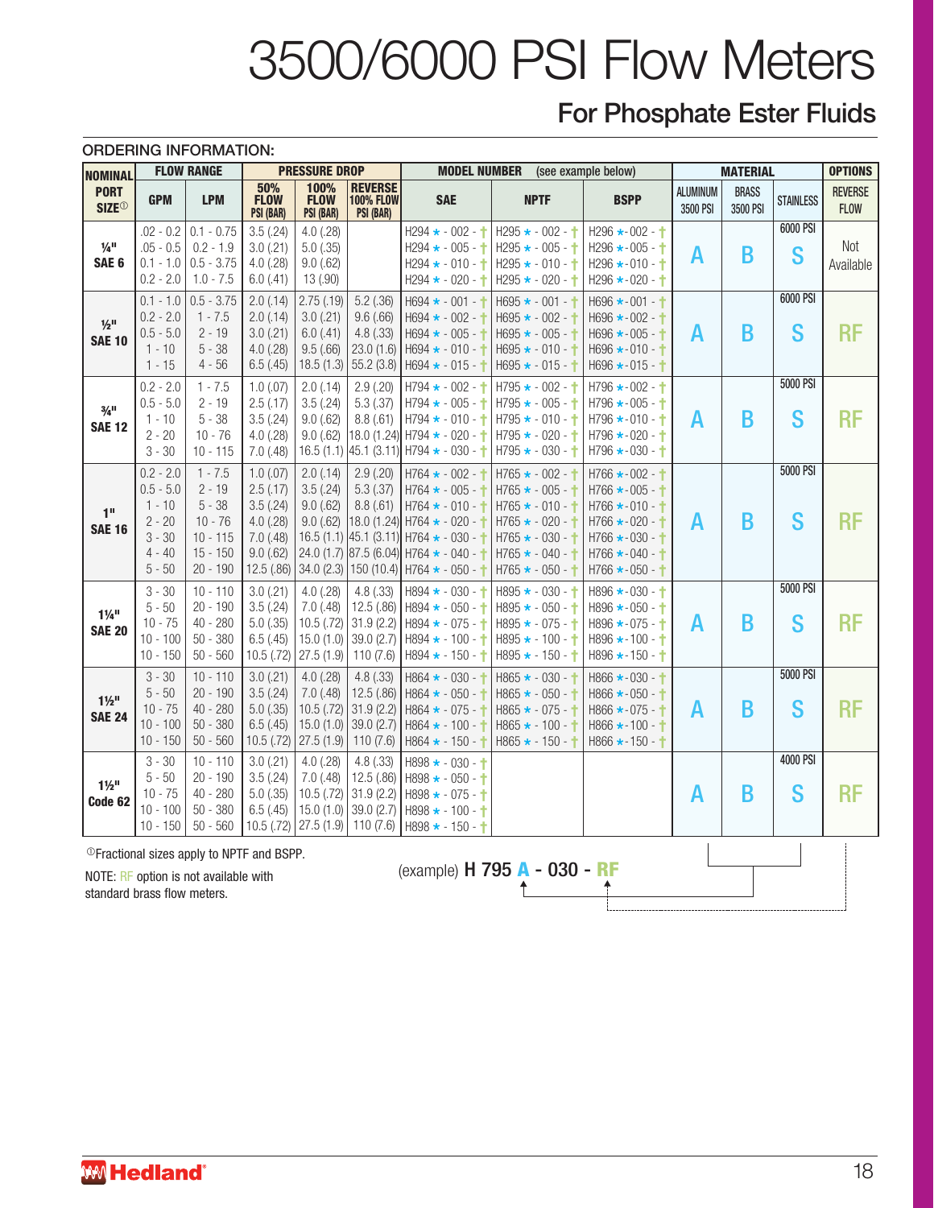# 3500/6000 PSI Flow Meters

## For Phosphate Ester Fluids

ORDERING INFORMATION:

| NOMINAL PORT SIZE[1] | FLOW RANGE | | PRESSURE DROP | | | MODEL NUMBER (see example below) | | | MATERIAL | | | OPTIONS |
|---|---|---|---|---|---|---|---|---|---|---|---|---|
| | GPM | LPM | 50% FLOW PSI (BAR) | 100% FLOW PSI (BAR) | REVERSE 100% FLOW PSI (BAR) | SAE | NPTF | BSPP | ALUMINUM 3500 PSI | BRASS 3500 PSI | STAINLESS | REVERSE FLOW |
| ¼" SAE 6 | .02 - 0.2 | 0.1 - 0.75 | 3.5 (.24) | 4.0 (.28) | | H294 ★ - 002 - † | H295 ★ - 002 - † | H296 ★ - 002 - † | A | B | 6000 PSI S | Not Available |
| | .05 - 0.5 | 0.2 - 1.9 | 3.0 (.21) | 5.0 (.35) | | H294 ★ - 005 - † | H295 ★ - 005 - † | H296 ★ - 005 - † | | | | |
| | 0.1 - 1.0 | 0.5 - 3.75 | 4.0 (.28) | 9.0 (.62) | | H294 ★ - 010 - † | H295 ★ - 010 - † | H296 ★ - 010 - † | | | | |
| | 0.2 - 2.0 | 1.0 - 7.5 | 6.0 (.41) | 13 (.90) | | H294 ★ - 020 - † | H295 ★ - 020 - † | H296 ★ - 020 - † | | | | |
| ½" SAE 10 | 0.1 - 1.0 | 0.5 - 3.75 | 2.0 (.14) | 2.75 (.19) | 5.2 (.36) | H694 ★ - 001 - † | H695 ★ - 001 - † | H696 ★ - 001 - † | A | B | 6000 PSI S | RF |
| | 0.2 - 2.0 | 1 - 7.5 | 2.0 (.14) | 3.0 (.21) | 9.6 (.66) | H694 ★ - 002 - † | H695 ★ - 002 - † | H696 ★ - 002 - † | | | | |
| | 0.5 - 5.0 | 2 - 19 | 3.0 (.21) | 6.0 (.41) | 4.8 (.33) | H694 ★ - 005 - † | H695 ★ - 005 - † | H696 ★ - 005 - † | | | | |
| | 1 - 10 | 5 - 38 | 4.0 (.28) | 9.5 (.66) | 23.0 (1.6) | H694 ★ - 010 - † | H695 ★ - 010 - † | H696 ★ - 010 - † | | | | |
| | 1 - 15 | 4 - 56 | 6.5 (.45) | 18.5 (1.3) | 55.2 (3.8) | H694 ★ - 015 - † | H695 ★ - 015 - † | H696 ★ - 015 - † | | | | |
| ¾" SAE 12 | 0.2 - 2.0 | 1 - 7.5 | 1.0 (.07) | 2.0 (.14) | 2.9 (.20) | H794 ★ - 002 - † | H795 ★ - 002 - † | H796 ★ - 002 - † | A | B | 5000 PSI S | RF |
| | 0.5 - 5.0 | 2 - 19 | 2.5 (.17) | 3.5 (.24) | 5.3 (.37) | H794 ★ - 005 - † | H795 ★ - 005 - † | H796 ★ - 005 - † | | | | |
| | 1 - 10 | 5 - 38 | 3.5 (.24) | 9.0 (.62) | 8.8 (.61) | H794 ★ - 010 - † | H795 ★ - 010 - † | H796 ★ - 010 - † | | | | |
| | 2 - 20 | 10 - 76 | 4.0 (.28) | 9.0 (.62) | 18.0 (1.24) | H794 ★ - 020 - † | H795 ★ - 020 - † | H796 ★ - 020 - † | | | | |
| | 3 - 30 | 10 - 115 | 7.0 (.48) | 16.5 (1.1) | 45.1 (3.11) | H794 ★ - 030 - † | H795 ★ - 030 - † | H796 ★ - 030 - † | | | | |
| 1" SAE 16 | 0.2 - 2.0 | 1 - 7.5 | 1.0 (.07) | 2.0 (.14) | 2.9 (.20) | H764 ★ - 002 - † | H765 ★ - 002 - † | H766 ★ - 002 - † | A | B | 5000 PSI S | RF |
| | 0.5 - 5.0 | 2 - 19 | 2.5 (.17) | 3.5 (.24) | 5.3 (.37) | H764 ★ - 005 - † | H765 ★ - 005 - † | H766 ★ - 005 - † | | | | |
| | 1 - 10 | 5 - 38 | 3.5 (.24) | 9.0 (.62) | 8.8 (.61) | H764 ★ - 010 - † | H765 ★ - 010 - † | H766 ★ - 010 - † | | | | |
| | 2 - 20 | 10 - 76 | 4.0 (.28) | 9.0 (.62) | 18.0 (1.24) | H764 ★ - 020 - † | H765 ★ - 020 - † | H766 ★ - 020 - † | | | | |
| | 3 - 30 | 10 - 115 | 7.0 (.48) | 16.5 (1.1) | 45.1 (3.11) | H764 ★ - 030 - † | H765 ★ - 030 - † | H766 ★ - 030 - † | | | | |
| | 4 - 40 | 15 - 150 | 9.0 (.62) | 24.0 (1.7) | 87.5 (6.04) | H764 ★ - 040 - † | H765 ★ - 040 - † | H766 ★ - 040 - † | | | | |
| | 5 - 50 | 20 - 190 | 12.5 (.86) | 34.0 (2.3) | 150 (10.4) | H764 ★ - 050 - † | H765 ★ - 050 - † | H766 ★ - 050 - † | | | | |
| 1¼" SAE 20 | 3 - 30 | 10 - 110 | 3.0 (.21) | 4.0 (.28) | 4.8 (.33) | H894 ★ - 030 - † | H895 ★ - 030 - † | H896 ★ - 030 - † | A | B | 5000 PSI S | RF |
| | 5 - 50 | 20 - 190 | 3.5 (.24) | 7.0 (.48) | 12.5 (.86) | H894 ★ - 050 - † | H895 ★ - 050 - † | H896 ★ - 050 - † | | | | |
| | 10 - 75 | 40 - 280 | 5.0 (.35) | 10.5 (.72) | 31.9 (2.2) | H894 ★ - 075 - † | H895 ★ - 075 - † | H896 ★ - 075 - † | | | | |
| | 10 - 100 | 50 - 380 | 6.5 (.45) | 15.0 (1.0) | 39.0 (2.7) | H894 ★ - 100 - † | H895 ★ - 100 - † | H896 ★ - 100 - † | | | | |
| | 10 - 150 | 50 - 560 | 10.5 (.72) | 27.5 (1.9) | 110 (7.6) | H894 ★ - 150 - † | H895 ★ - 150 - † | H896 ★ - 150 - † | | | | |
| 1½" SAE 24 | 3 - 30 | 10 - 110 | 3.0 (.21) | 4.0 (.28) | 4.8 (.33) | H864 ★ - 030 - † | H865 ★ - 030 - † | H866 ★ - 030 - † | A | B | 5000 PSI S | RF |
| | 5 - 50 | 20 - 190 | 3.5 (.24) | 7.0 (.48) | 12.5 (.86) | H864 ★ - 050 - † | H865 ★ - 050 - † | H866 ★ - 050 - † | | | | |
| | 10 - 75 | 40 - 280 | 5.0 (.35) | 10.5 (.72) | 31.9 (2.2) | H864 ★ - 075 - † | H865 ★ - 075 - † | H866 ★ - 075 - † | | | | |
| | 10 - 100 | 50 - 380 | 6.5 (.45) | 15.0 (1.0) | 39.0 (2.7) | H864 ★ - 100 - † | H865 ★ - 100 - † | H866 ★ - 100 - † | | | | |
| | 10 - 150 | 50 - 560 | 10.5 (.72) | 27.5 (1.9) | 110 (7.6) | H864 ★ - 150 - † | H865 ★ - 150 - † | H866 ★ - 150 - † | | | | |
| 1½" Code 62 | 3 - 30 | 10 - 110 | 3.0 (.21) | 4.0 (.28) | 4.8 (.33) | H898 ★ - 030 - † | | | A | B | 4000 PSI S | RF |
| | 5 - 50 | 20 - 190 | 3.5 (.24) | 7.0 (.48) | 12.5 (.86) | H898 ★ - 050 - † | | | | | | |
| | 10 - 75 | 40 - 280 | 5.0 (.35) | 10.5 (.72) | 31.9 (2.2) | H898 ★ - 075 - † | | | | | | |
| | 10 - 100 | 50 - 380 | 6.5 (.45) | 15.0 (1.0) | 39.0 (2.7) | H898 ★ - 100 - † | | | | | | |
| | 10 - 150 | 50 - 560 | 10.5 (.72) | 27.5 (1.9) | 110 (7.6) | H898 ★ - 150 - † | | | | | | |

[1] Fractional sizes apply to NPTF and BSPP.

NOTE: RF option is not available with standard brass flow meters.

(example) **H 795 A - 030 - RF**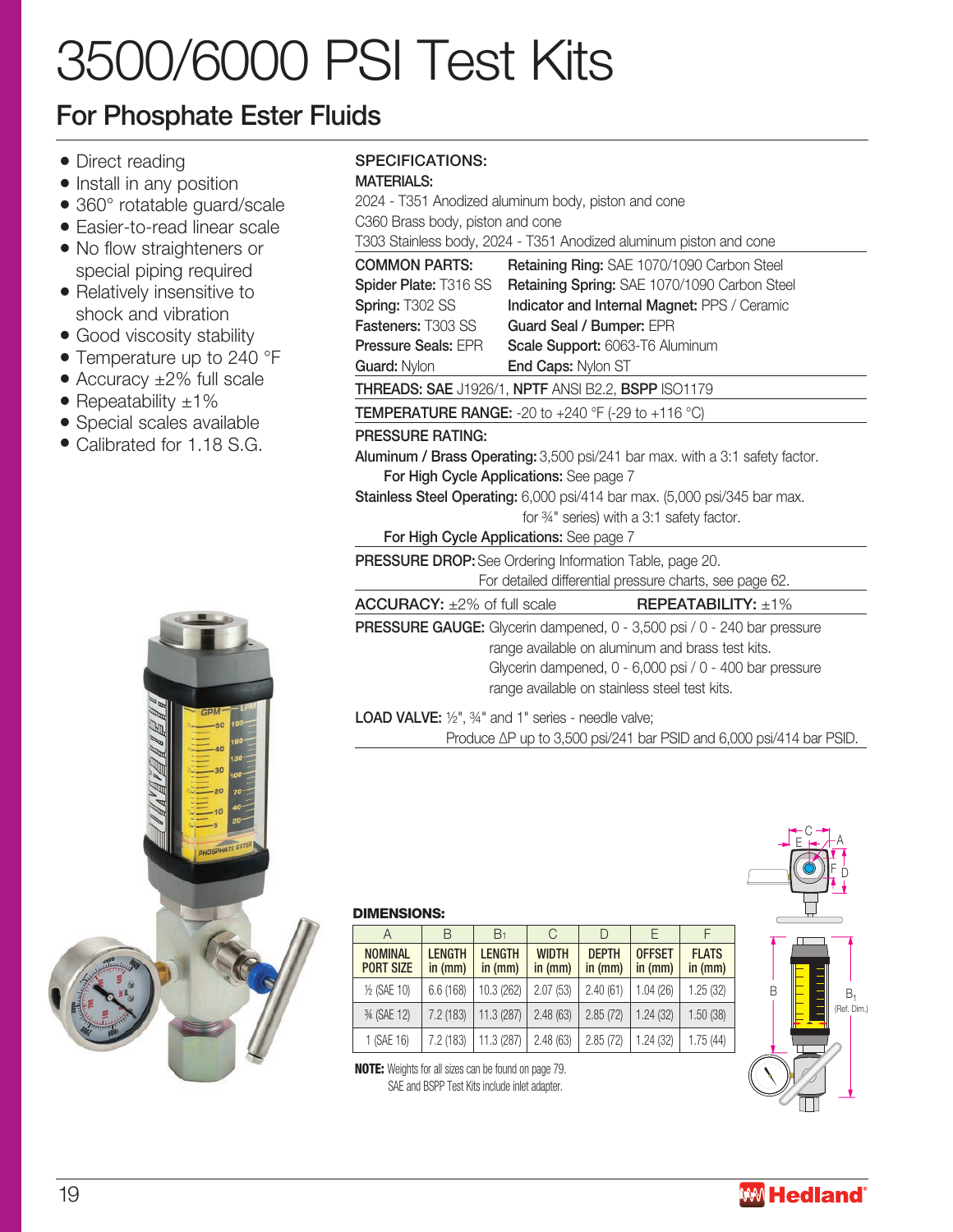# 3500/6000 PSI Test Kits

## For Phosphate Ester Fluids

- Direct reading
- Install in any position
- 360° rotatable guard/scale
- Easier-to-read linear scale
- No flow straighteners or special piping required
- Relatively insensitive to shock and vibration
- Good viscosity stability
- Temperature up to 240 °F
- Accuracy ±2% full scale
- Repeatability ±1%
- Special scales available
- Calibrated for 1.18 S.G.

**SPECIFICATIONS:**

**MATERIALS:**

2024 - T351 Anodized aluminum body, piston and cone

C360 Brass body, piston and cone

T303 Stainless body, 2024 - T351 Anodized aluminum piston and cone

**COMMON PARTS:**

**Spider Plate:** T316 SS

**Spring:** T302 SS

**Fasteners:** T303 SS

**Pressure Seals:** EPR

**Guard:** Nylon

**Retaining Ring:** SAE 1070/1090 Carbon Steel

**Retaining Spring:** SAE 1070/1090 Carbon Steel

**Indicator and Internal Magnet:** PPS / Ceramic

**Guard Seal / Bumper:** EPR

**Scale Support:** 6063-T6 Aluminum

**End Caps:** Nylon ST

**THREADS: SAE** J1926/1, **NPTF** ANSI B2.2, **BSPP** ISO1179

**TEMPERATURE RANGE:** -20 to +240 °F (-29 to +116 °C)

**PRESSURE RATING:**

**Aluminum / Brass Operating:** 3,500 psi/241 bar max. with a 3:1 safety factor.

**For High Cycle Applications:** See page 7

**Stainless Steel Operating:** 6,000 psi/414 bar max. (5,000 psi/345 bar max. for ¾" series) with a 3:1 safety factor.

**For High Cycle Applications:** See page 7

**PRESSURE DROP:** See Ordering Information Table, page 20. For detailed differential pressure charts, see page 62.

**ACCURACY:** ±2% of full scale

**REPEATABILITY:** ±1%

**PRESSURE GAUGE:** Glycerin dampened, 0 - 3,500 psi / 0 - 240 bar pressure range available on aluminum and brass test kits. Glycerin dampened, 0 - 6,000 psi / 0 - 400 bar pressure range available on stainless steel test kits.

**LOAD VALVE:** ½", ¾" and 1" series - needle valve; Produce ΔP up to 3,500 psi/241 bar PSID and 6,000 psi/414 bar PSID.

**DIMENSIONS:**

| A | B | $B_1$ | C | D | E | F |
|---|---|---|---|---|---|---|
| NOMINAL PORT SIZE | LENGTH in (mm) | LENGTH in (mm) | WIDTH in (mm) | DEPTH in (mm) | OFFSET in (mm) | FLATS in (mm) |
| ½ (SAE 10) | 6.6 (168) | 10.3 (262) | 2.07 (53) | 2.40 (61) | 1.04 (26) | 1.25 (32) |
| ¾ (SAE 12) | 7.2 (183) | 11.3 (287) | 2.48 (63) | 2.85 (72) | 1.24 (32) | 1.50 (38) |
| 1 (SAE 16) | 7.2 (183) | 11.3 (287) | 2.48 (63) | 2.85 (72) | 1.24 (32) | 1.75 (44) |

**NOTE:** Weights for all sizes can be found on page 79.
SAE and BSPP Test Kits include inlet adapter.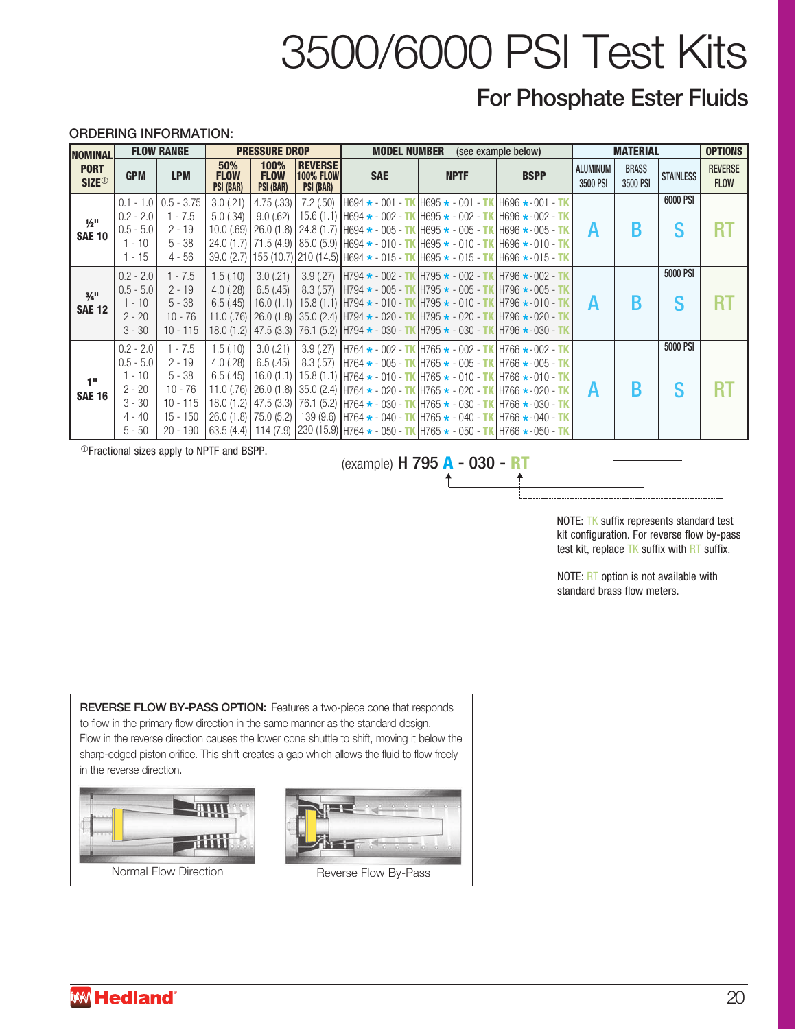# 3500/6000 PSI Test Kits

## For Phosphate Ester Fluids

ORDERING INFORMATION:

| NOMINAL PORT SIZE[1] | FLOW RANGE | | PRESSURE DROP | | | MODEL NUMBER (see example below) | | | MATERIAL | | | OPTIONS |
|---|---|---|---|---|---|---|---|---|---|---|---|---|
| | GPM | LPM | 50% FLOW PSI (BAR) | 100% FLOW PSI (BAR) | REVERSE 100% FLOW PSI (BAR) | SAE | NPTF | BSPP | ALUMINUM 3500 PSI | BRASS 3500 PSI | STAINLESS | REVERSE FLOW |
| ½" SAE 10 | 0.1 - 1.0 | 0.5 - 3.75 | 3.0 (.21) | 4.75 (.33) | 7.2 (.50) | H694 ★ - 001 - TK | H695 ★ - 001 - TK | H696 ★-001 - TK | A | B | 6000 PSI S | RT |
| | 0.2 - 2.0 | 1 - 7.5 | 5.0 (.34) | 9.0 (.62) | 15.6 (1.1) | H694 ★ - 002 - TK | H695 ★ - 002 - TK | H696 ★-002 - TK | | | | |
| | 0.5 - 5.0 | 2 - 19 | 10.0 (.69) | 26.0 (1.8) | 24.8 (1.7) | H694 ★ - 005 - TK | H695 ★ - 005 - TK | H696 ★-005 - TK | | | | |
| | 1 - 10 | 5 - 38 | 24.0 (1.7) | 71.5 (4.9) | 85.0 (5.9) | H694 ★ - 010 - TK | H695 ★ - 010 - TK | H696 ★-010 - TK | | | | |
| | 1 - 15 | 4 - 56 | 39.0 (2.7) | 155 (10.7) | 210 (14.5) | H694 ★ - 015 - TK | H695 ★ - 015 - TK | H696 ★-015 - TK | | | | |
| ¾" SAE 12 | 0.2 - 2.0 | 1 - 7.5 | 1.5 (.10) | 3.0 (.21) | 3.9 (.27) | H794 ★ - 002 - TK | H795 ★ - 002 - TK | H796 ★-002 - TK | A | B | 5000 PSI S | RT |
| | 0.5 - 5.0 | 2 - 19 | 4.0 (.28) | 6.5 (.45) | 8.3 (.57) | H794 ★ - 005 - TK | H795 ★ - 005 - TK | H796 ★-005 - TK | | | | |
| | 1 - 10 | 5 - 38 | 6.5 (.45) | 16.0 (1.1) | 15.8 (1.1) | H794 ★ - 010 - TK | H795 ★ - 010 - TK | H796 ★-010 - TK | | | | |
| | 2 - 20 | 10 - 76 | 11.0 (.76) | 26.0 (1.8) | 35.0 (2.4) | H794 ★ - 020 - TK | H795 ★ - 020 - TK | H796 ★-020 - TK | | | | |
| | 3 - 30 | 10 - 115 | 18.0 (1.2) | 47.5 (3.3) | 76.1 (5.2) | H794 ★ - 030 - TK | H795 ★ - 030 - TK | H796 ★-030 - TK | | | | |
| 1" SAE 16 | 0.2 - 2.0 | 1 - 7.5 | 1.5 (.10) | 3.0 (.21) | 3.9 (.27) | H764 ★ - 002 - TK | H765 ★ - 002 - TK | H766 ★-002 - TK | A | B | 5000 PSI S | RT |
| | 0.5 - 5.0 | 2 - 19 | 4.0 (.28) | 6.5 (.45) | 8.3 (.57) | H764 ★ - 005 - TK | H765 ★ - 005 - TK | H766 ★-005 - TK | | | | |
| | 1 - 10 | 5 - 38 | 6.5 (.45) | 16.0 (1.1) | 15.8 (1.1) | H764 ★ - 010 - TK | H765 ★ - 010 - TK | H766 ★-010 - TK | | | | |
| | 2 - 20 | 10 - 76 | 11.0 (.76) | 26.0 (1.8) | 35.0 (2.4) | H764 ★ - 020 - TK | H765 ★ - 020 - TK | H766 ★-020 - TK | | | | |
| | 3 - 30 | 10 - 115 | 18.0 (1.2) | 47.5 (3.3) | 76.1 (5.2) | H764 ★ - 030 - TK | H765 ★ - 030 - TK | H766 ★-030 - TK | | | | |
| | 4 - 40 | 15 - 150 | 26.0 (1.8) | 75.0 (5.2) | 139 (9.6) | H764 ★ - 040 - TK | H765 ★ - 040 - TK | H766 ★-040 - TK | | | | |
| | 5 - 50 | 20 - 190 | 63.5 (4.4) | 114 (7.9) | 230 (15.9) | H764 ★ - 050 - TK | H765 ★ - 050 - TK | H766 ★-050 - TK | | | | |

[1] Fractional sizes apply to NPTF and BSPP.

(example) **H 795 A - 030 - RT**

NOTE: TK suffix represents standard test kit configuration. For reverse flow by-pass test kit, replace TK suffix with RT suffix.

NOTE: RT option is not available with standard brass flow meters.

**REVERSE FLOW BY-PASS OPTION:** Features a two-piece cone that responds to flow in the primary flow direction in the same manner as the standard design. Flow in the reverse direction causes the lower cone shuttle to shift, moving it below the sharp-edged piston orifice. This shift creates a gap which allows the fluid to flow freely in the reverse direction.

Normal Flow Direction

Reverse Flow By-Pass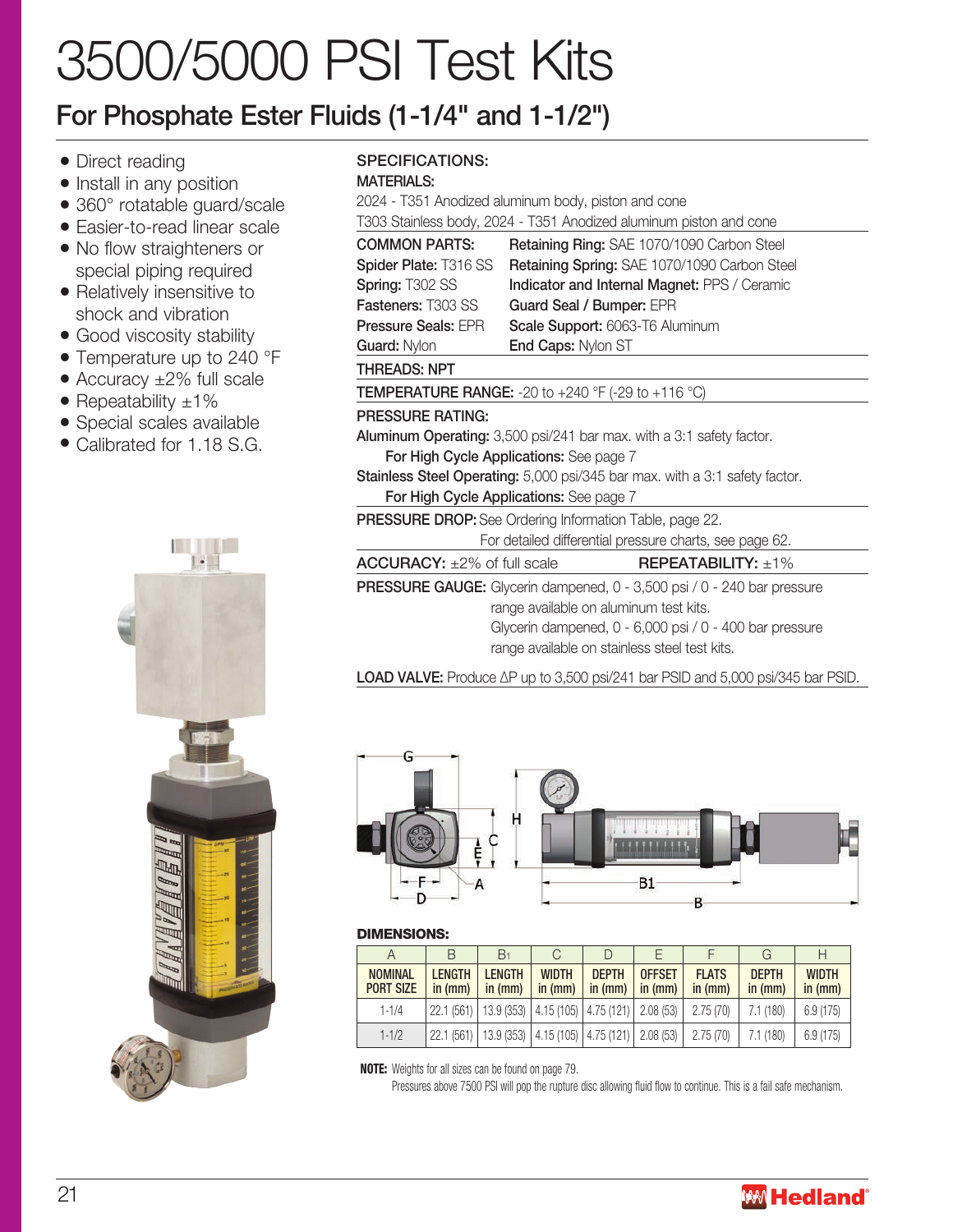# 3500/5000 PSI Test Kits

## For Phosphate Ester Fluids (1-1/4" and 1-1/2")

- Direct reading
- Install in any position
- 360° rotatable guard/scale
- Easier-to-read linear scale
- No flow straighteners or special piping required
- Relatively insensitive to shock and vibration
- Good viscosity stability
- Temperature up to 240 °F
- Accuracy ±2% full scale
- Repeatability ±1%
- Special scales available
- Calibrated for 1.18 S.G.

**SPECIFICATIONS:**

**MATERIALS:**

2024 - T351 Anodized aluminum body, piston and cone
T303 Stainless body, 2024 - T351 Anodized aluminum piston and cone

**COMMON PARTS:**
**Spider Plate:** T316 SS
**Spring:** T302 SS
**Fasteners:** T303 SS
**Pressure Seals:** EPR
**Guard:** Nylon
**Retaining Ring:** SAE 1070/1090 Carbon Steel
**Retaining Spring:** SAE 1070/1090 Carbon Steel
**Indicator and Internal Magnet:** PPS / Ceramic
**Guard Seal / Bumper:** EPR
**Scale Support:** 6063-T6 Aluminum
**End Caps:** Nylon ST

**THREADS:** NPT

**TEMPERATURE RANGE:** -20 to +240 °F (-29 to +116 °C)

**PRESSURE RATING:**
**Aluminum Operating:** 3,500 psi/241 bar max. with a 3:1 safety factor.
**For High Cycle Applications:** See page 7
**Stainless Steel Operating:** 5,000 psi/345 bar max. with a 3:1 safety factor.
**For High Cycle Applications:** See page 7

**PRESSURE DROP:** See Ordering Information Table, page 22.
For detailed differential pressure charts, see page 62.

**ACCURACY:** ±2% of full scale **REPEATABILITY:** ±1%

**PRESSURE GAUGE:** Glycerin dampened, 0 - 3,500 psi / 0 - 240 bar pressure range available on aluminum test kits.
Glycerin dampened, 0 - 6,000 psi / 0 - 400 bar pressure range available on stainless steel test kits.

**LOAD VALVE:** Produce ΔP up to 3,500 psi/241 bar PSID and 5,000 psi/345 bar PSID.

**DIMENSIONS:**

| A | B | B1 | C | D | E | F | G | H |
|---|---|---|---|---|---|---|---|---|
| NOMINAL PORT SIZE | LENGTH in (mm) | LENGTH in (mm) | WIDTH in (mm) | DEPTH in (mm) | OFFSET in (mm) | FLATS in (mm) | DEPTH in (mm) | WIDTH in (mm) |
| 1-1/4 | 22.1 (561) | 13.9 (353) | 4.15 (105) | 4.75 (121) | 2.08 (53) | 2.75 (70) | 7.1 (180) | 6.9 (175) |
| 1-1/2 | 22.1 (561) | 13.9 (353) | 4.15 (105) | 4.75 (121) | 2.08 (53) | 2.75 (70) | 7.1 (180) | 6.9 (175) |

**NOTE:** Weights for all sizes can be found on page 79.
Pressures above 7500 PSI will pop the rupture disc allowing fluid flow to continue. This is a fail safe mechanism.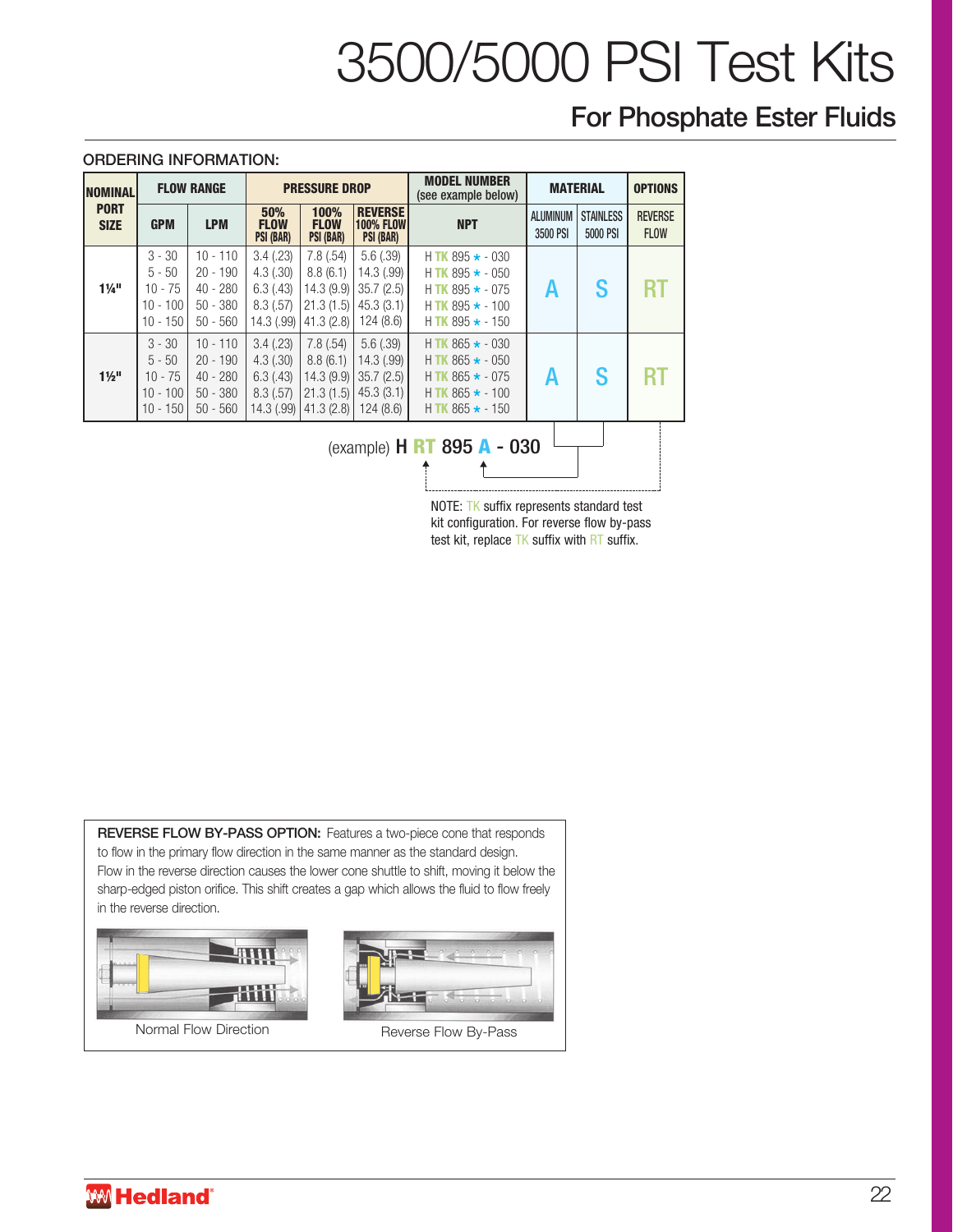# 3500/5000 PSI Test Kits

## For Phosphate Ester Fluids

ORDERING INFORMATION:

| NOMINAL PORT SIZE | FLOW RANGE | | PRESSURE DROP | | | MODEL NUMBER (see example below) | MATERIAL | | OPTIONS |
|---|---|---|---|---|---|---|---|---|---|
| | GPM | LPM | 50% FLOW PSI (BAR) | 100% FLOW PSI (BAR) | REVERSE 100% FLOW PSI (BAR) | NPT | ALUMINUM 3500 PSI | STAINLESS 5000 PSI | REVERSE FLOW |
| 1¼" | 3 - 30 | 10 - 110 | 3.4 (.23) | 7.8 (.54) | 5.6 (.39) | H TK 895 * - 030 | A | S | RT |
| | 5 - 50 | 20 - 190 | 4.3 (.30) | 8.8 (6.1) | 14.3 (.99) | H TK 895 * - 050 | | | |
| | 10 - 75 | 40 - 280 | 6.3 (.43) | 14.3 (9.9) | 35.7 (2.5) | H TK 895 * - 075 | | | |
| | 10 - 100 | 50 - 380 | 8.3 (.57) | 21.3 (1.5) | 45.3 (3.1) | H TK 895 * - 100 | | | |
| | 10 - 150 | 50 - 560 | 14.3 (.99) | 41.3 (2.8) | 124 (8.6) | H TK 895 * - 150 | | | |
| 1½" | 3 - 30 | 10 - 110 | 3.4 (.23) | 7.8 (.54) | 5.6 (.39) | H TK 865 * - 030 | A | S | RT |
| | 5 - 50 | 20 - 190 | 4.3 (.30) | 8.8 (6.1) | 14.3 (.99) | H TK 865 * - 050 | | | |
| | 10 - 75 | 40 - 280 | 6.3 (.43) | 14.3 (9.9) | 35.7 (2.5) | H TK 865 * - 075 | | | |
| | 10 - 100 | 50 - 380 | 8.3 (.57) | 21.3 (1.5) | 45.3 (3.1) | H TK 865 * - 100 | | | |
| | 10 - 150 | 50 - 560 | 14.3 (.99) | 41.3 (2.8) | 124 (8.6) | H TK 865 * - 150 | | | |

(example) **H RT 895 A - 030**

NOTE: TK suffix represents standard test kit configuration. For reverse flow by-pass test kit, replace TK suffix with RT suffix.

**REVERSE FLOW BY-PASS OPTION:** Features a two-piece cone that responds to flow in the primary flow direction in the same manner as the standard design. Flow in the reverse direction causes the lower cone shuttle to shift, moving it below the sharp-edged piston orifice. This shift creates a gap which allows the fluid to flow freely in the reverse direction.

Normal Flow Direction

Reverse Flow By-Pass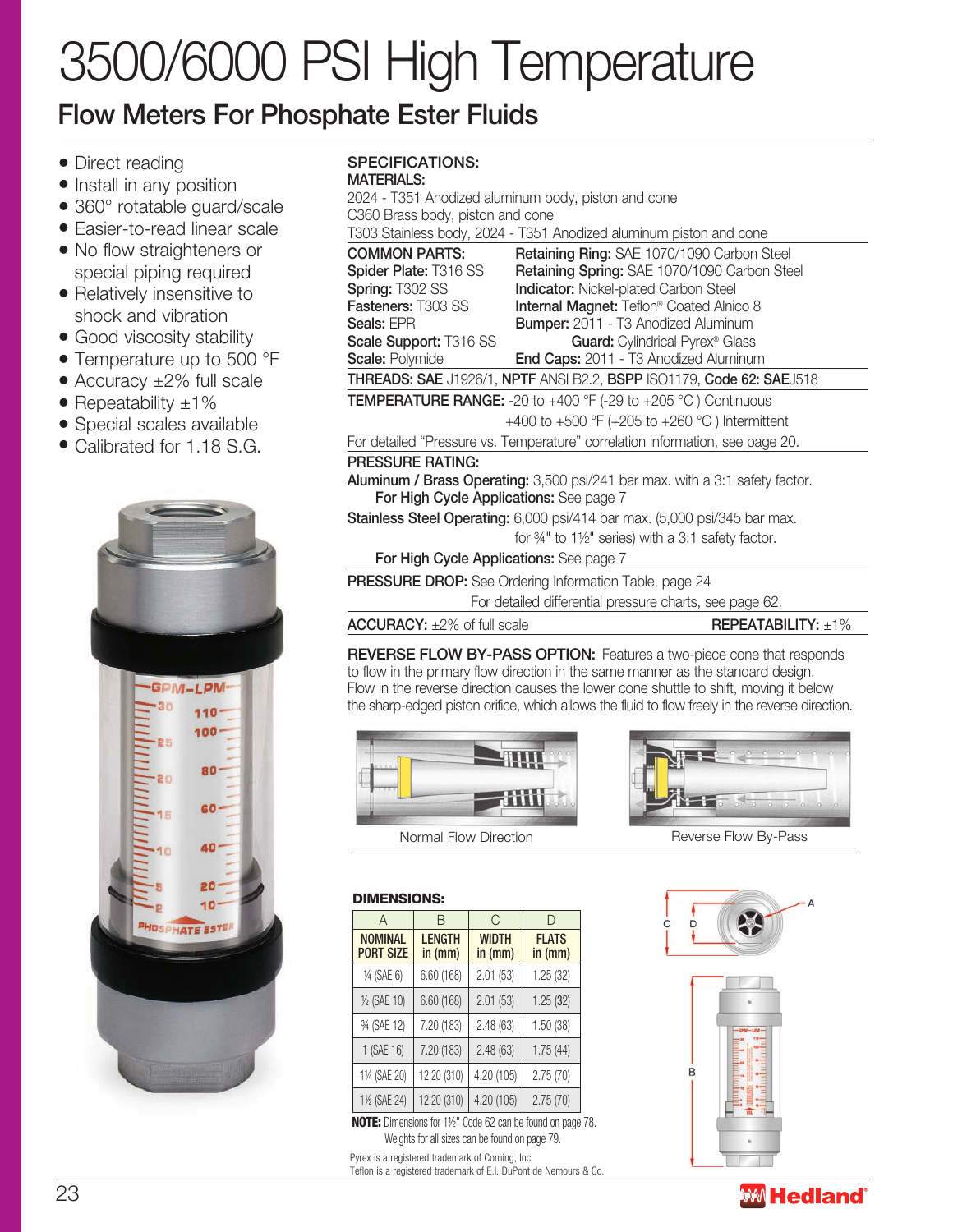# 3500/6000 PSI High Temperature

## Flow Meters For Phosphate Ester Fluids

- Direct reading
- Install in any position
- 360° rotatable guard/scale
- Easier-to-read linear scale
- No flow straighteners or special piping required
- Relatively insensitive to shock and vibration
- Good viscosity stability
- Temperature up to 500 °F
- Accuracy ±2% full scale
- Repeatability ±1%
- Special scales available
- Calibrated for 1.18 S.G.

### SPECIFICATIONS:

**MATERIALS:**

2024 - T351 Anodized aluminum body, piston and cone
C360 Brass body, piston and cone
T303 Stainless body, 2024 - T351 Anodized aluminum piston and cone

**COMMON PARTS:**

**Spider Plate:** T316 SS
**Spring:** T302 SS
**Fasteners:** T303 SS
**Seals:** EPR
**Scale Support:** T316 SS
**Scale:** Polymide
**Retaining Ring:** SAE 1070/1090 Carbon Steel
**Retaining Spring:** SAE 1070/1090 Carbon Steel
**Indicator:** Nickel-plated Carbon Steel
**Internal Magnet:** Teflon® Coated Alnico 8
**Bumper:** 2011 - T3 Anodized Aluminum
**Guard:** Cylindrical Pyrex® Glass
**End Caps:** 2011 - T3 Anodized Aluminum

**THREADS: SAE** J1926/1, **NPTF** ANSI B2.2, **BSPP** ISO1179, **Code 62: SAE**J518

**TEMPERATURE RANGE:** -20 to +400 °F (-29 to +205 °C ) Continuous
+400 to +500 °F (+205 to +260 °C ) Intermittent

For detailed "Pressure vs. Temperature" correlation information, see page 20.

**PRESSURE RATING:**

**Aluminum / Brass Operating:** 3,500 psi/241 bar max. with a 3:1 safety factor.
**For High Cycle Applications:** See page 7

**Stainless Steel Operating:** 6,000 psi/414 bar max. (5,000 psi/345 bar max. for ¾" to 1½" series) with a 3:1 safety factor.
**For High Cycle Applications:** See page 7

**PRESSURE DROP:** See Ordering Information Table, page 24
For detailed differential pressure charts, see page 62.

**ACCURACY:** ±2% of full scale **REPEATABILITY:** ±1%

**REVERSE FLOW BY-PASS OPTION:** Features a two-piece cone that responds to flow in the primary flow direction in the same manner as the standard design. Flow in the reverse direction causes the lower cone shuttle to shift, moving it below the sharp-edged piston orifice, which allows the fluid to flow freely in the reverse direction.

Normal Flow Direction

Reverse Flow By-Pass

**DIMENSIONS:**

| A | B | C | D |
|---|---|---|---|
| NOMINAL PORT SIZE | LENGTH in (mm) | WIDTH in (mm) | FLATS in (mm) |
| ¼ (SAE 6) | 6.60 (168) | 2.01 (53) | 1.25 (32) |
| ½ (SAE 10) | 6.60 (168) | 2.01 (53) | 1.25 (32) |
| ¾ (SAE 12) | 7.20 (183) | 2.48 (63) | 1.50 (38) |
| 1 (SAE 16) | 7.20 (183) | 2.48 (63) | 1.75 (44) |
| 1¼ (SAE 20) | 12.20 (310) | 4.20 (105) | 2.75 (70) |
| 1½ (SAE 24) | 12.20 (310) | 4.20 (105) | 2.75 (70) |

**NOTE:** Dimensions for 1½" Code 62 can be found on page 78.
Weights for all sizes can be found on page 79.

Pyrex is a registered trademark of Corning, Inc.
Teflon is a registered trademark of E.I. DuPont de Nemours & Co.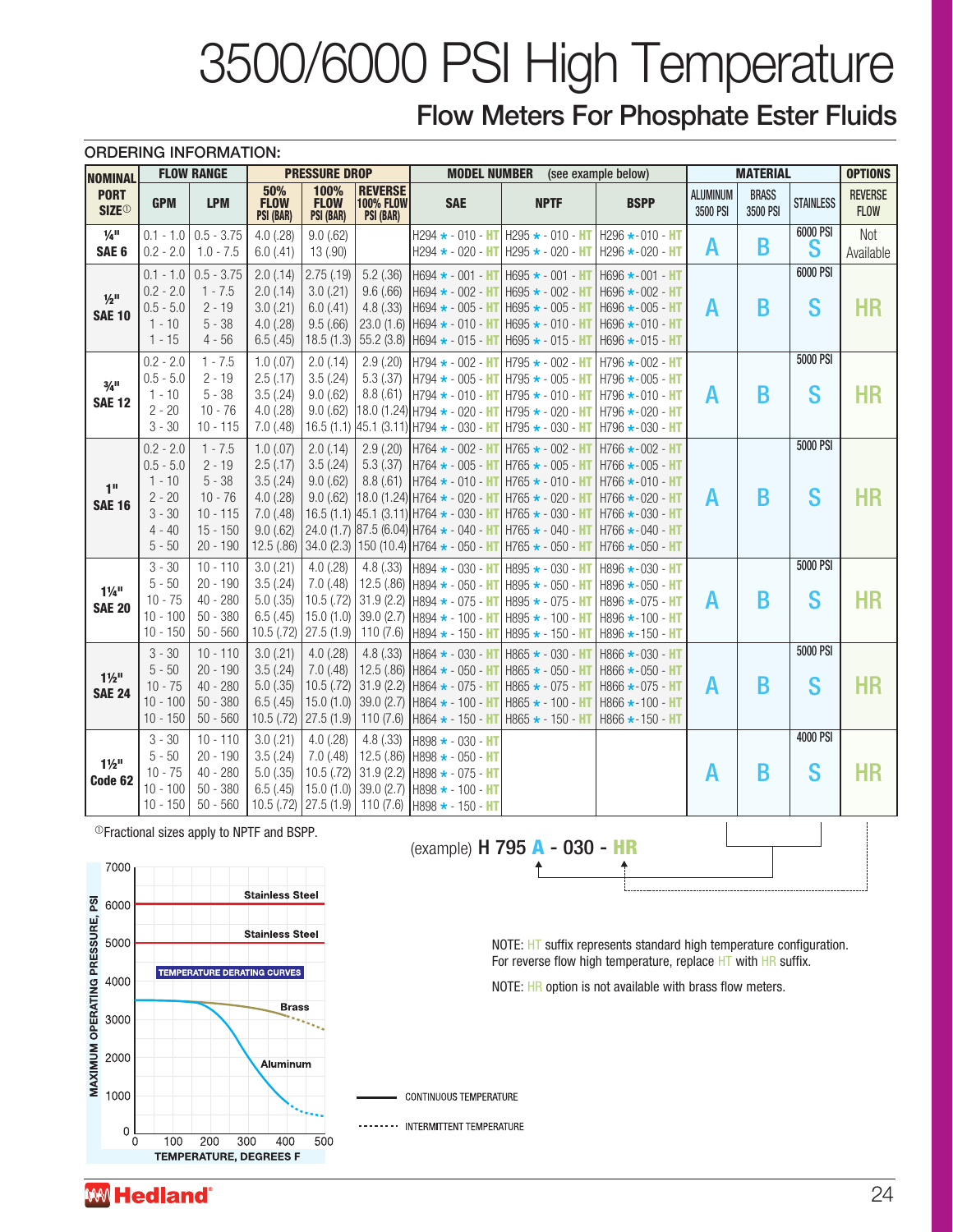# 3500/6000 PSI High Temperature

## Flow Meters For Phosphate Ester Fluids

ORDERING INFORMATION:

| NOMINAL PORT SIZE[1] | FLOW RANGE | | PRESSURE DROP | | | MODEL NUMBER (see example below) | | | MATERIAL | | | OPTIONS |
|---|---|---|---|---|---|---|---|---|---|---|---|---|
| | GPM | LPM | 50% FLOW PSI (BAR) | 100% FLOW PSI (BAR) | REVERSE 100% FLOW PSI (BAR) | SAE | NPTF | BSPP | ALUMINUM 3500 PSI | BRASS 3500 PSI | STAINLESS | REVERSE FLOW |
| ¼" SAE 6 | 0.1 - 1.0<br>0.2 - 2.0 | 0.5 - 3.75<br>1.0 - 7.5 | 4.0 (.28)<br>6.0 (.41) | 9.0 (.62)<br>13 (.90) | | H294 * - 010 - HT<br>H294 * - 020 - HT | H295 * - 010 - HT<br>H295 * - 020 - HT | H296 *-010 - HT<br>H296 *-020 - HT | A | B | 6000 PSI S | Not Available |
| ½" SAE 10 | 0.1 - 1.0<br>0.2 - 2.0<br>0.5 - 5.0<br>1 - 10<br>1 - 15 | 0.5 - 3.75<br>1 - 7.5<br>2 - 19<br>5 - 38<br>4 - 56 | 2.0 (.14)<br>2.0 (.14)<br>3.0 (.21)<br>4.0 (.28)<br>6.5 (.45) | 2.75 (.19)<br>3.0 (.21)<br>6.0 (.41)<br>9.5 (.66)<br>18.5 (1.3) | 5.2 (.36)<br>9.6 (.66)<br>4.8 (.33)<br>23.0 (1.6)<br>55.2 (3.8) | H694 * - 001 - HT<br>H694 * - 002 - HT<br>H694 * - 005 - HT<br>H694 * - 010 - HT<br>H694 * - 015 - HT | H695 * - 001 - HT<br>H695 * - 002 - HT<br>H695 * - 005 - HT<br>H695 * - 010 - HT<br>H695 * - 015 - HT | H696 *-001 - HT<br>H696 *-002 - HT<br>H696 *-005 - HT<br>H696 *-010 - HT<br>H696 *-015 - HT | A | B | 6000 PSI S | HR |
| ¾" SAE 12 | 0.2 - 2.0<br>0.5 - 5.0<br>1 - 10<br>2 - 20<br>3 - 30 | 1 - 7.5<br>2 - 19<br>5 - 38<br>10 - 76<br>10 - 115 | 1.0 (.07)<br>2.5 (.17)<br>3.5 (.24)<br>4.0 (.28)<br>7.0 (.48) | 2.0 (.14)<br>3.5 (.24)<br>9.0 (.62)<br>9.0 (.62)<br>16.5 (1.1) | 2.9 (.20)<br>5.3 (.37)<br>8.8 (.61)<br>18.0 (1.24)<br>45.1 (3.11) | H794 * - 002 - HT<br>H794 * - 005 - HT<br>H794 * - 010 - HT<br>H794 * - 020 - HT<br>H794 * - 030 - HT | H795 * - 002 - HT<br>H795 * - 005 - HT<br>H795 * - 010 - HT<br>H795 * - 020 - HT<br>H795 * - 030 - HT | H796 *-002 - HT<br>H796 *-005 - HT<br>H796 *-010 - HT<br>H796 *-020 - HT<br>H796 *-030 - HT | A | B | 5000 PSI S | HR |
| 1" SAE 16 | 0.2 - 2.0<br>0.5 - 5.0<br>1 - 10<br>2 - 20<br>3 - 30<br>4 - 40<br>5 - 50 | 1 - 7.5<br>2 - 19<br>5 - 38<br>10 - 76<br>10 - 115<br>15 - 150<br>20 - 190 | 1.0 (.07)<br>2.5 (.17)<br>3.5 (.24)<br>4.0 (.28)<br>7.0 (.48)<br>9.0 (.62)<br>12.5 (.86) | 2.0 (.14)<br>3.5 (.24)<br>9.0 (.62)<br>9.0 (.62)<br>16.5 (1.1)<br>24.0 (1.7)<br>34.0 (2.3) | 2.9 (.20)<br>5.3 (.37)<br>8.8 (.61)<br>18.0 (1.24)<br>45.1 (3.11)<br>87.5 (6.04)<br>150 (10.4) | H764 * - 002 - HT<br>H764 * - 005 - HT<br>H764 * - 010 - HT<br>H764 * - 020 - HT<br>H764 * - 030 - HT<br>H764 * - 040 - HT<br>H764 * - 050 - HT | H765 * - 002 - HT<br>H765 * - 005 - HT<br>H765 * - 010 - HT<br>H765 * - 020 - HT<br>H765 * - 030 - HT<br>H765 * - 040 - HT<br>H765 * - 050 - HT | H766 *-002 - HT<br>H766 *-005 - HT<br>H766 *-010 - HT<br>H766 *-020 - HT<br>H766 *-030 - HT<br>H766 *-040 - HT<br>H766 *-050 - HT | A | B | 5000 PSI S | HR |
| 1¼" SAE 20 | 3 - 30<br>5 - 50<br>10 - 75<br>10 - 100<br>10 - 150 | 10 - 110<br>20 - 190<br>40 - 280<br>50 - 380<br>50 - 560 | 3.0 (.21)<br>3.5 (.24)<br>5.0 (.35)<br>6.5 (.45)<br>10.5 (.72) | 4.0 (.28)<br>7.0 (.48)<br>10.5 (.72)<br>15.0 (1.0)<br>27.5 (1.9) | 4.8 (.33)<br>12.5 (.86)<br>31.9 (2.2)<br>39.0 (2.7)<br>110 (7.6) | H894 * - 030 - HT<br>H894 * - 050 - HT<br>H894 * - 075 - HT<br>H894 * - 100 - HT<br>H894 * - 150 - HT | H895 * - 030 - HT<br>H895 * - 050 - HT<br>H895 * - 075 - HT<br>H895 * - 100 - HT<br>H895 * - 150 - HT | H896 *-030 - HT<br>H896 *-050 - HT<br>H896 *-075 - HT<br>H896 *-100 - HT<br>H896 *-150 - HT | A | B | 5000 PSI S | HR |
| 1½" SAE 24 | 3 - 30<br>5 - 50<br>10 - 75<br>10 - 100<br>10 - 150 | 10 - 110<br>20 - 190<br>40 - 280<br>50 - 380<br>50 - 560 | 3.0 (.21)<br>3.5 (.24)<br>5.0 (.35)<br>6.5 (.45)<br>10.5 (.72) | 4.0 (.28)<br>7.0 (.48)<br>10.5 (.72)<br>15.0 (1.0)<br>27.5 (1.9) | 4.8 (.33)<br>12.5 (.86)<br>31.9 (2.2)<br>39.0 (2.7)<br>110 (7.6) | H864 * - 030 - HT<br>H864 * - 050 - HT<br>H864 * - 075 - HT<br>H864 * - 100 - HT<br>H864 * - 150 - HT | H865 * - 030 - HT<br>H865 * - 050 - HT<br>H865 * - 075 - HT<br>H865 * - 100 - HT<br>H865 * - 150 - HT | H866 *-030 - HT<br>H866 *-050 - HT<br>H866 *-075 - HT<br>H866 *-100 - HT<br>H866 *-150 - HT | A | B | 5000 PSI S | HR |
| 1½" Code 62 | 3 - 30<br>5 - 50<br>10 - 75<br>10 - 100<br>10 - 150 | 10 - 110<br>20 - 190<br>40 - 280<br>50 - 380<br>50 - 560 | 3.0 (.21)<br>3.5 (.24)<br>5.0 (.35)<br>6.5 (.45)<br>10.5 (.72) | 4.0 (.28)<br>7.0 (.48)<br>10.5 (.72)<br>15.0 (1.0)<br>27.5 (1.9) | 4.8 (.33)<br>12.5 (.86)<br>31.9 (2.2)<br>39.0 (2.7)<br>110 (7.6) | H898 * - 030 - HT<br>H898 * - 050 - HT<br>H898 * - 075 - HT<br>H898 * - 100 - HT<br>H898 * - 150 - HT | | | A | B | 4000 PSI S | HR |

[1] Fractional sizes apply to NPTF and BSPP.

(example) **H 795 A - 030 - HR**

NOTE: HT suffix represents standard high temperature configuration. For reverse flow high temperature, replace HT with HR suffix.

NOTE: HR option is not available with brass flow meters.

TEMPERATURE DERATING CURVES

MAXIMUM OPERATING PRESSURE, PSI

7000
6000
5000
4000
3000
2000
1000
0

Stainless Steel
Stainless Steel
Brass
Aluminum

0 100 200 300 400 500

TEMPERATURE, DEGREES F

CONTINUOUS TEMPERATURE

INTERMITTENT TEMPERATURE